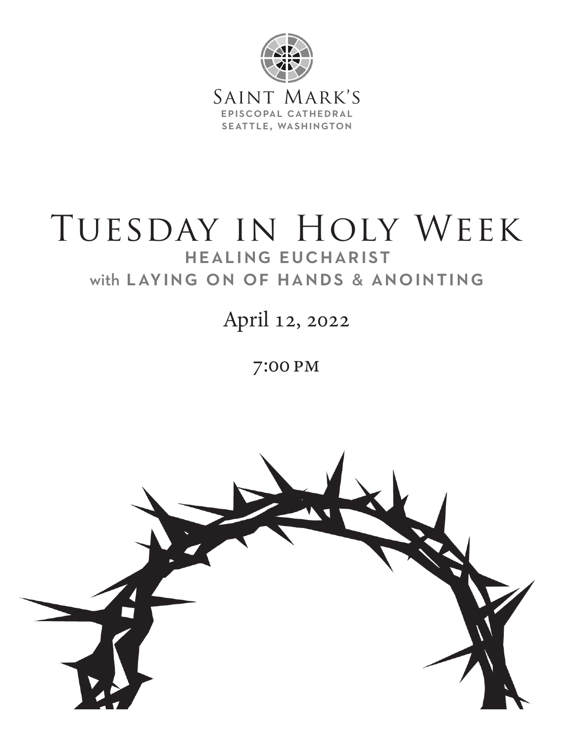SAINT MARK'S

EPISCOPAL CATHEDRAL

SEATTLE, WASHINGTON

# TUESDAY IN HOLY WEEK

## HEALING EUCHARIST

## with LAYING ON OF HANDS & ANOINTING

April 12, 2022

7:00 PM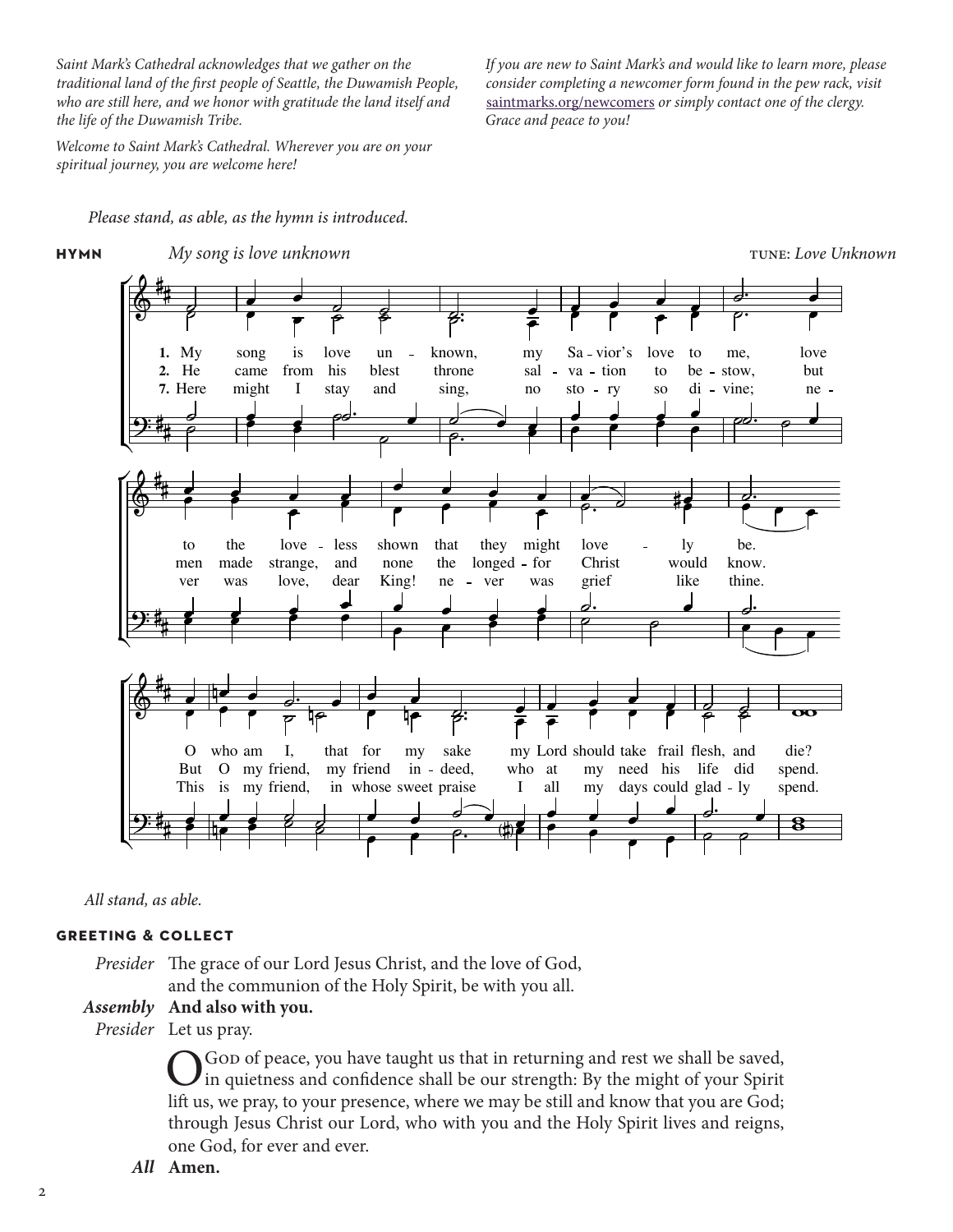*Saint Mark's Cathedral acknowledges that we gather on the traditional land of the first people of Seattle, the Duwamish People, who are still here, and we honor with gratitude the land itself and the life of the Duwamish Tribe.*

*Welcome to Saint Mark's Cathedral. Wherever you are on your spiritual journey, you are welcome here!*

*If you are new to Saint Mark's and would like to learn more, please consider completing a newcomer form found in the pew rack, visit* saintmarks.org/newcomers *or simply contact one of the clergy. Grace and peace to you!*

*Please stand, as able, as the hymn is introduced.*

## HYMN *My song is love unknown* TUNE: *Love Unknown*

1. My song is love unknown, my Savior's love to me, love to the loveless shown that they might lovely be. O who am I, that for my sake my Lord should take frail flesh, and die?
2. He came from his blest throne salvation to bestow, but men made strange, and none the longed-for Christ would know. But O my friend, my friend indeed, who at my need his life did spend.
7. Here might I stay and sing, no story so divine; never was love, dear King! never was grief like thine. This is my friend, in whose sweet praise I all my days could gladly spend.

*All stand, as able.*

## GREETING & COLLECT

*Presider* The grace of our Lord Jesus Christ, and the love of God, and the communion of the Holy Spirit, be with you all.

***Assembly*** **And also with you.**

*Presider* Let us pray.

O God of peace, you have taught us that in returning and rest we shall be saved, in quietness and confidence shall be our strength: By the might of your Spirit lift us, we pray, to your presence, where we may be still and know that you are God; through Jesus Christ our Lord, who with you and the Holy Spirit lives and reigns, one God, for ever and ever.

***All*** **Amen.**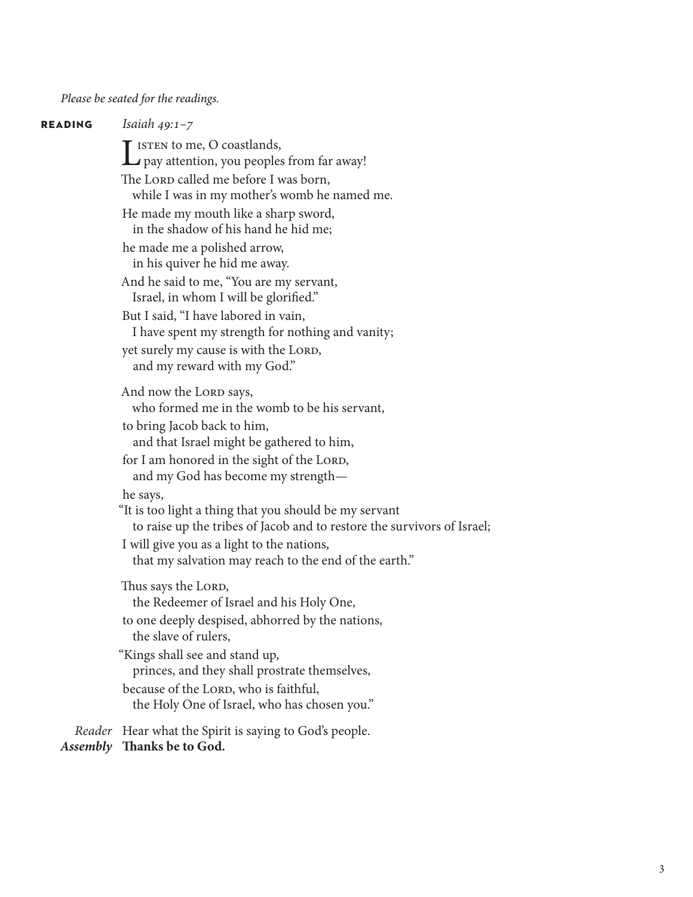*Please be seated for the readings.*

**READING** *Isaiah 49:1–7*

LISTEN to me, O coastlands,
pay attention, you peoples from far away!
The LORD called me before I was born,
while I was in my mother's womb he named me.
He made my mouth like a sharp sword,
in the shadow of his hand he hid me;
he made me a polished arrow,
in his quiver he hid me away.
And he said to me, "You are my servant,
Israel, in whom I will be glorified."
But I said, "I have labored in vain,
I have spent my strength for nothing and vanity;
yet surely my cause is with the LORD,
and my reward with my God."

And now the LORD says,
who formed me in the womb to be his servant,
to bring Jacob back to him,
and that Israel might be gathered to him,
for I am honored in the sight of the LORD,
and my God has become my strength—
he says,
"It is too light a thing that you should be my servant
to raise up the tribes of Jacob and to restore the survivors of Israel;
I will give you as a light to the nations,
that my salvation may reach to the end of the earth."

Thus says the LORD,
the Redeemer of Israel and his Holy One,
to one deeply despised, abhorred by the nations,
the slave of rulers,
"Kings shall see and stand up,
princes, and they shall prostrate themselves,
because of the LORD, who is faithful,
the Holy One of Israel, who has chosen you."

*Reader* Hear what the Spirit is saying to God's people.
***Assembly*** **Thanks be to God.**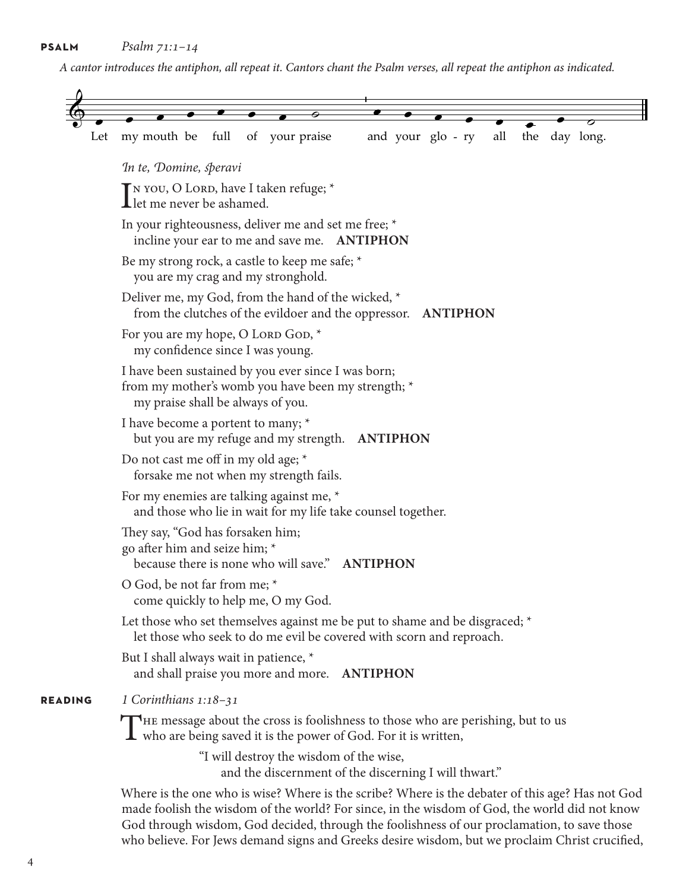**PSALM** *Psalm 71:1–14*

*A cantor introduces the antiphon, all repeat it. Cantors chant the Psalm verses, all repeat the antiphon as indicated.*

Let my mouth be full of your praise and your glo - ry all the day long.

*In te, Domine, speravi*

In you, O Lord, have I taken refuge; *
let me never be ashamed.

In your righteousness, deliver me and set me free; *
incline your ear to me and save me. **ANTIPHON**

Be my strong rock, a castle to keep me safe; *
you are my crag and my stronghold.

Deliver me, my God, from the hand of the wicked, *
from the clutches of the evildoer and the oppressor. **ANTIPHON**

For you are my hope, O Lord God, *
my confidence since I was young.

I have been sustained by you ever since I was born;
from my mother's womb you have been my strength; *
my praise shall be always of you.

I have become a portent to many; *
but you are my refuge and my strength. **ANTIPHON**

Do not cast me off in my old age; *
forsake me not when my strength fails.

For my enemies are talking against me, *
and those who lie in wait for my life take counsel together.

They say, "God has forsaken him;
go after him and seize him; *
because there is none who will save." **ANTIPHON**

O God, be not far from me; *
come quickly to help me, O my God.

Let those who set themselves against me be put to shame and be disgraced; *
let those who seek to do me evil be covered with scorn and reproach.

But I shall always wait in patience, *
and shall praise you more and more. **ANTIPHON**

**READING** *1 Corinthians 1:18–31*

The message about the cross is foolishness to those who are perishing, but to us who are being saved it is the power of God. For it is written,

> "I will destroy the wisdom of the wise,
> and the discernment of the discerning I will thwart."

Where is the one who is wise? Where is the scribe? Where is the debater of this age? Has not God made foolish the wisdom of the world? For since, in the wisdom of God, the world did not know God through wisdom, God decided, through the foolishness of our proclamation, to save those who believe. For Jews demand signs and Greeks desire wisdom, but we proclaim Christ crucified,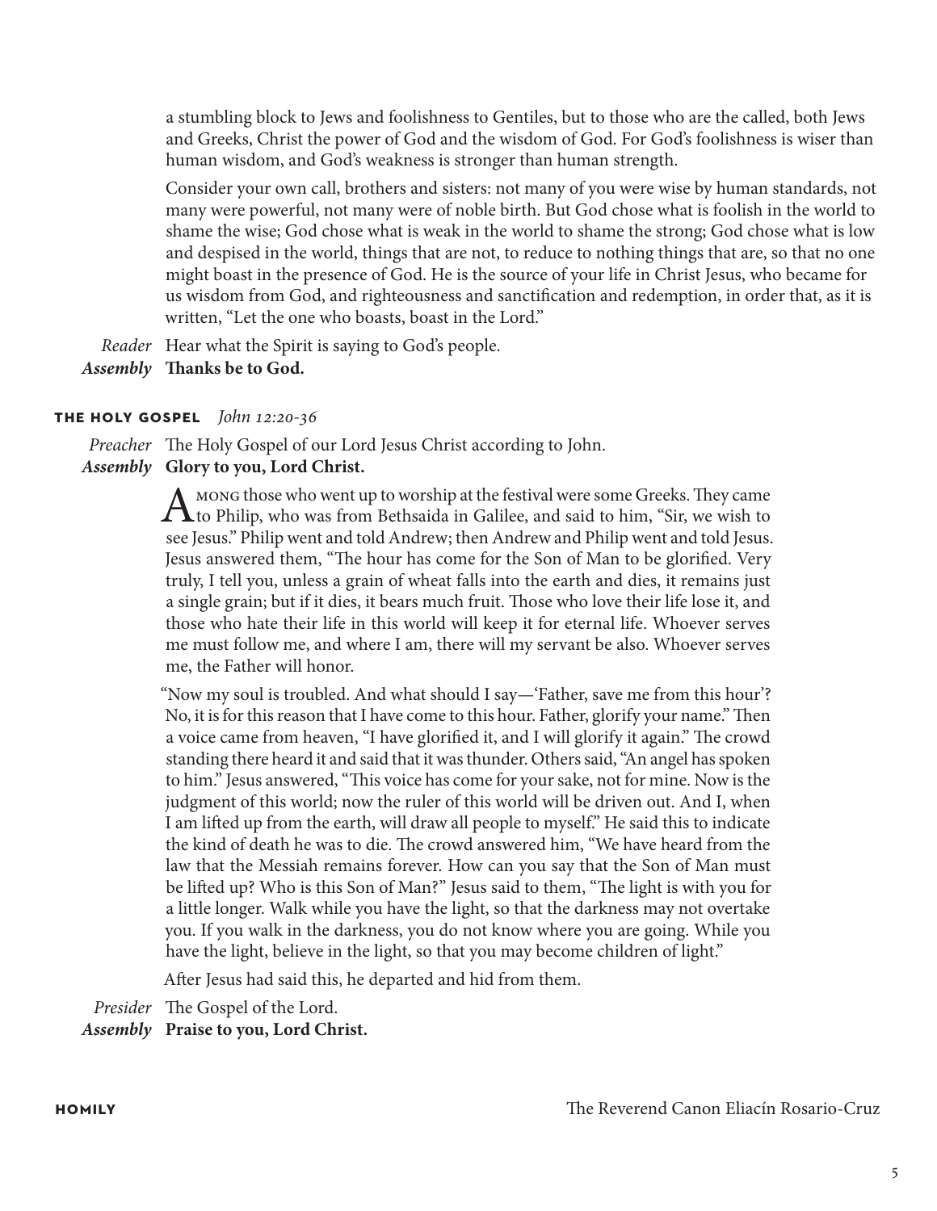a stumbling block to Jews and foolishness to Gentiles, but to those who are the called, both Jews and Greeks, Christ the power of God and the wisdom of God. For God's foolishness is wiser than human wisdom, and God's weakness is stronger than human strength.

Consider your own call, brothers and sisters: not many of you were wise by human standards, not many were powerful, not many were of noble birth. But God chose what is foolish in the world to shame the wise; God chose what is weak in the world to shame the strong; God chose what is low and despised in the world, things that are not, to reduce to nothing things that are, so that no one might boast in the presence of God. He is the source of your life in Christ Jesus, who became for us wisdom from God, and righteousness and sanctification and redemption, in order that, as it is written, "Let the one who boasts, boast in the Lord."

*Reader* Hear what the Spirit is saying to God's people.
***Assembly*** **Thanks be to God.**

## THE HOLY GOSPEL *John 12:20-36*

*Preacher* The Holy Gospel of our Lord Jesus Christ according to John.
***Assembly*** **Glory to you, Lord Christ.**

Among those who went up to worship at the festival were some Greeks. They came to Philip, who was from Bethsaida in Galilee, and said to him, "Sir, we wish to see Jesus." Philip went and told Andrew; then Andrew and Philip went and told Jesus. Jesus answered them, "The hour has come for the Son of Man to be glorified. Very truly, I tell you, unless a grain of wheat falls into the earth and dies, it remains just a single grain; but if it dies, it bears much fruit. Those who love their life lose it, and those who hate their life in this world will keep it for eternal life. Whoever serves me must follow me, and where I am, there will my servant be also. Whoever serves me, the Father will honor.

"Now my soul is troubled. And what should I say—'Father, save me from this hour'? No, it is for this reason that I have come to this hour. Father, glorify your name." Then a voice came from heaven, "I have glorified it, and I will glorify it again." The crowd standing there heard it and said that it was thunder. Others said, "An angel has spoken to him." Jesus answered, "This voice has come for your sake, not for mine. Now is the judgment of this world; now the ruler of this world will be driven out. And I, when I am lifted up from the earth, will draw all people to myself." He said this to indicate the kind of death he was to die. The crowd answered him, "We have heard from the law that the Messiah remains forever. How can you say that the Son of Man must be lifted up? Who is this Son of Man?" Jesus said to them, "The light is with you for a little longer. Walk while you have the light, so that the darkness may not overtake you. If you walk in the darkness, you do not know where you are going. While you have the light, believe in the light, so that you may become children of light."

After Jesus had said this, he departed and hid from them.

*Presider* The Gospel of the Lord.
***Assembly*** **Praise to you, Lord Christ.**

## HOMILY

The Reverend Canon Eliacín Rosario-Cruz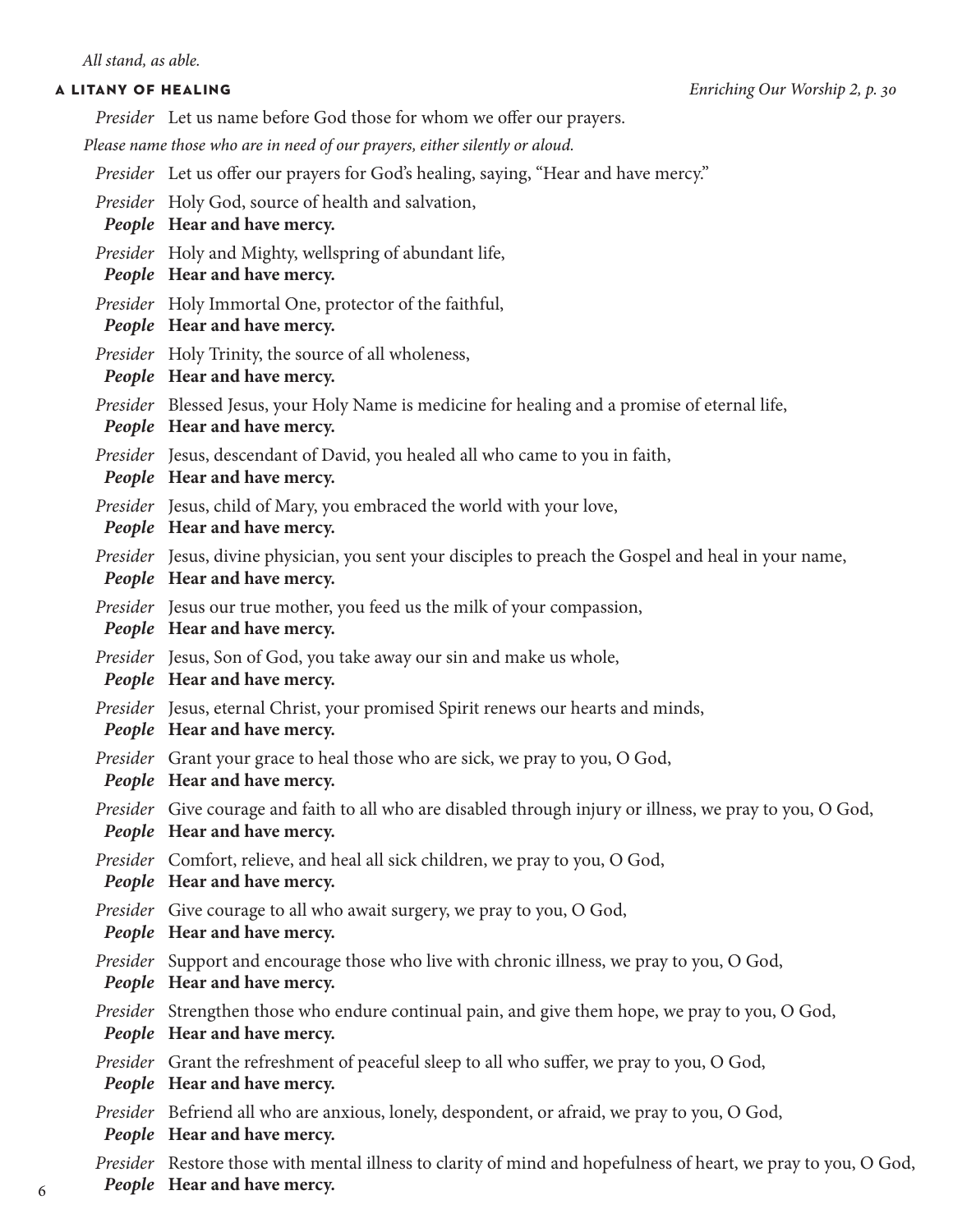*All stand, as able.*

## A Litany of Healing

*Enriching Our Worship 2, p. 30*

*Presider* Let us name before God those for whom we offer our prayers.

*Please name those who are in need of our prayers, either silently or aloud.*

*Presider* Let us offer our prayers for God's healing, saying, "Hear and have mercy."

*Presider* Holy God, source of health and salvation,
***People*** **Hear and have mercy.**

*Presider* Holy and Mighty, wellspring of abundant life,
***People*** **Hear and have mercy.**

*Presider* Holy Immortal One, protector of the faithful,
***People*** **Hear and have mercy.**

*Presider* Holy Trinity, the source of all wholeness,
***People*** **Hear and have mercy.**

*Presider* Blessed Jesus, your Holy Name is medicine for healing and a promise of eternal life,
***People*** **Hear and have mercy.**

*Presider* Jesus, descendant of David, you healed all who came to you in faith,
***People*** **Hear and have mercy.**

*Presider* Jesus, child of Mary, you embraced the world with your love,
***People*** **Hear and have mercy.**

*Presider* Jesus, divine physician, you sent your disciples to preach the Gospel and heal in your name,
***People*** **Hear and have mercy.**

*Presider* Jesus our true mother, you feed us the milk of your compassion,
***People*** **Hear and have mercy.**

*Presider* Jesus, Son of God, you take away our sin and make us whole,
***People*** **Hear and have mercy.**

*Presider* Jesus, eternal Christ, your promised Spirit renews our hearts and minds,
***People*** **Hear and have mercy.**

*Presider* Grant your grace to heal those who are sick, we pray to you, O God,
***People*** **Hear and have mercy.**

*Presider* Give courage and faith to all who are disabled through injury or illness, we pray to you, O God,
***People*** **Hear and have mercy.**

*Presider* Comfort, relieve, and heal all sick children, we pray to you, O God,
***People*** **Hear and have mercy.**

*Presider* Give courage to all who await surgery, we pray to you, O God,
***People*** **Hear and have mercy.**

*Presider* Support and encourage those who live with chronic illness, we pray to you, O God,
***People*** **Hear and have mercy.**

*Presider* Strengthen those who endure continual pain, and give them hope, we pray to you, O God,
***People*** **Hear and have mercy.**

*Presider* Grant the refreshment of peaceful sleep to all who suffer, we pray to you, O God,
***People*** **Hear and have mercy.**

*Presider* Befriend all who are anxious, lonely, despondent, or afraid, we pray to you, O God,
***People*** **Hear and have mercy.**

*Presider* Restore those with mental illness to clarity of mind and hopefulness of heart, we pray to you, O God,
***People*** **Hear and have mercy.**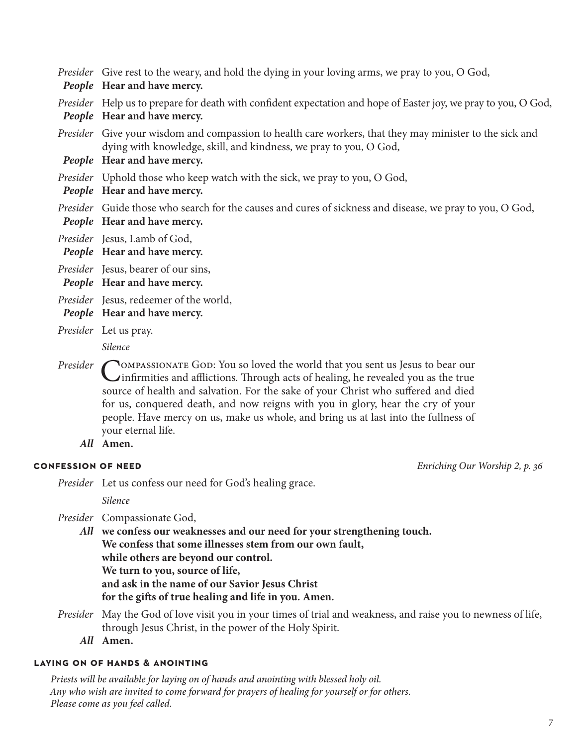*Presider* Give rest to the weary, and hold the dying in your loving arms, we pray to you, O God,
***People*** **Hear and have mercy.**

*Presider* Help us to prepare for death with confident expectation and hope of Easter joy, we pray to you, O God,
***People*** **Hear and have mercy.**

*Presider* Give your wisdom and compassion to health care workers, that they may minister to the sick and dying with knowledge, skill, and kindness, we pray to you, O God,
***People*** **Hear and have mercy.**

*Presider* Uphold those who keep watch with the sick, we pray to you, O God,
***People*** **Hear and have mercy.**

*Presider* Guide those who search for the causes and cures of sickness and disease, we pray to you, O God,
***People*** **Hear and have mercy.**

*Presider* Jesus, Lamb of God,
***People*** **Hear and have mercy.**

*Presider* Jesus, bearer of our sins,
***People*** **Hear and have mercy.**

*Presider* Jesus, redeemer of the world,
***People*** **Hear and have mercy.**

*Presider* Let us pray.

*Silence*

*Presider* Compassionate God: You so loved the world that you sent us Jesus to bear our infirmities and afflictions. Through acts of healing, he revealed you as the true source of health and salvation. For the sake of your Christ who suffered and died for us, conquered death, and now reigns with you in glory, hear the cry of your people. Have mercy on us, make us whole, and bring us at last into the fullness of your eternal life.
***All*** **Amen.**

## Confession of Need

*Enriching Our Worship 2, p. 36*

*Presider* Let us confess our need for God's healing grace.

*Silence*

*Presider* Compassionate God,
***All*** **we confess our weaknesses and our need for your strengthening touch.**
**We confess that some illnesses stem from our own fault,**
**while others are beyond our control.**
**We turn to you, source of life,**
**and ask in the name of our Savior Jesus Christ**
**for the gifts of true healing and life in you. Amen.**

*Presider* May the God of love visit you in your times of trial and weakness, and raise you to newness of life, through Jesus Christ, in the power of the Holy Spirit.
***All*** **Amen.**

## Laying on of Hands & Anointing

*Priests will be available for laying on of hands and anointing with blessed holy oil.*
*Any who wish are invited to come forward for prayers of healing for yourself or for others.*
*Please come as you feel called.*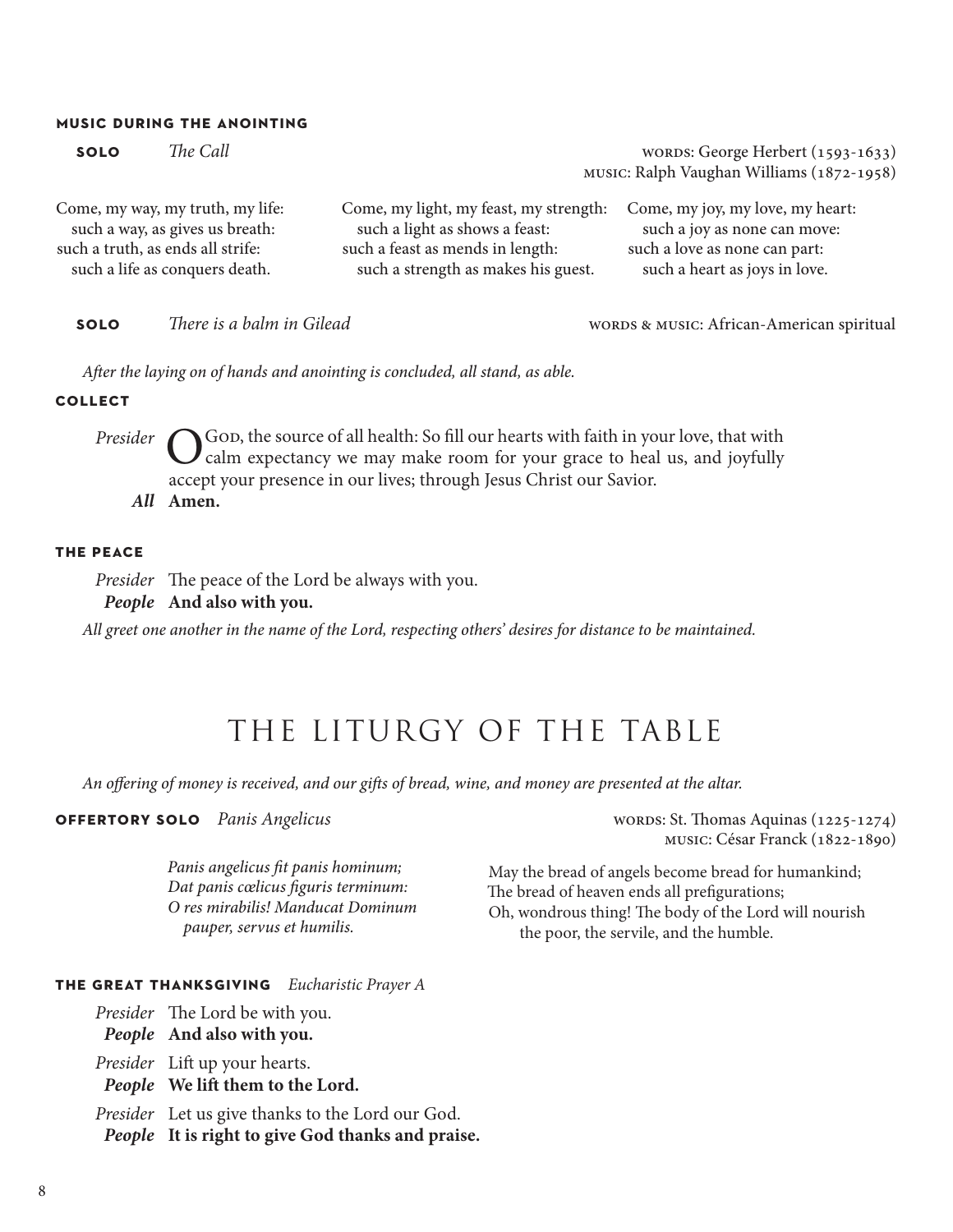#### MUSIC DURING THE ANOINTING

**SOLO** *The Call*

WORDS: George Herbert (1593-1633)
MUSIC: Ralph Vaughan Williams (1872-1958)

Come, my way, my truth, my life:
such a way, as gives us breath:
such a truth, as ends all strife:
such a life as conquers death.

Come, my light, my feast, my strength:
such a light as shows a feast:
such a feast as mends in length:
such a strength as makes his guest.

Come, my joy, my love, my heart:
such a joy as none can move:
such a love as none can part:
such a heart as joys in love.

**SOLO** *There is a balm in Gilead*

WORDS & MUSIC: African-American spiritual

*After the laying on of hands and anointing is concluded, all stand, as able.*

#### COLLECT

*Presider* O GOD, the source of all health: So fill our hearts with faith in your love, that with calm expectancy we may make room for your grace to heal us, and joyfully accept your presence in our lives; through Jesus Christ our Savior.

***All*** **Amen.**

#### THE PEACE

*Presider* The peace of the Lord be always with you.

***People*** **And also with you.**

*All greet one another in the name of the Lord, respecting others' desires for distance to be maintained.*

# THE LITURGY OF THE TABLE

*An offering of money is received, and our gifts of bread, wine, and money are presented at the altar.*

**OFFERTORY SOLO** *Panis Angelicus*

WORDS: St. Thomas Aquinas (1225-1274)
MUSIC: César Franck (1822-1890)

*Panis angelicus fit panis hominum;*
*Dat panis cœlicus figuris terminum:*
*O res mirabilis! Manducat Dominum*
*pauper, servus et humilis.*

May the bread of angels become bread for humankind;
The bread of heaven ends all prefigurations;
Oh, wondrous thing! The body of the Lord will nourish
the poor, the servile, and the humble.

#### THE GREAT THANKSGIVING *Eucharistic Prayer A*

*Presider* The Lord be with you.

***People*** **And also with you.**

*Presider* Lift up your hearts.

***People*** **We lift them to the Lord.**

*Presider* Let us give thanks to the Lord our God.

***People*** **It is right to give God thanks and praise.**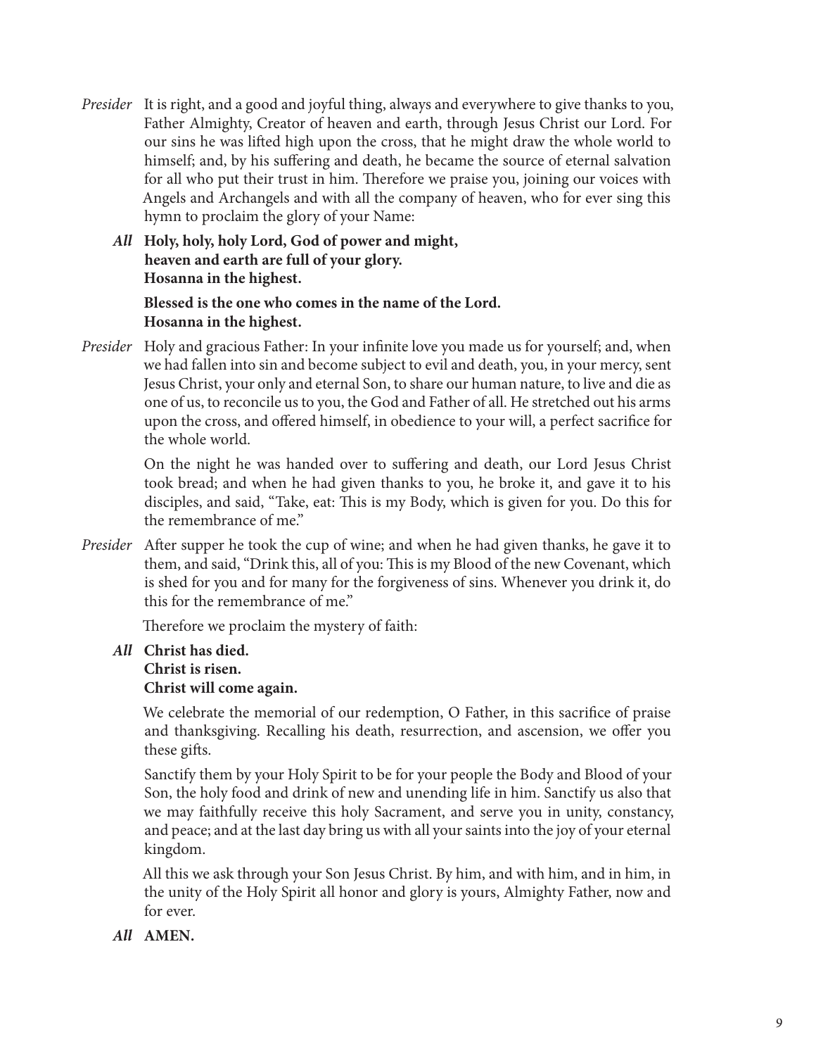*Presider* It is right, and a good and joyful thing, always and everywhere to give thanks to you, Father Almighty, Creator of heaven and earth, through Jesus Christ our Lord. For our sins he was lifted high upon the cross, that he might draw the whole world to himself; and, by his suffering and death, he became the source of eternal salvation for all who put their trust in him. Therefore we praise you, joining our voices with Angels and Archangels and with all the company of heaven, who for ever sing this hymn to proclaim the glory of your Name:

***All*** **Holy, holy, holy Lord, God of power and might,**
**heaven and earth are full of your glory.**
**Hosanna in the highest.**

**Blessed is the one who comes in the name of the Lord.**
**Hosanna in the highest.**

*Presider* Holy and gracious Father: In your infinite love you made us for yourself; and, when we had fallen into sin and become subject to evil and death, you, in your mercy, sent Jesus Christ, your only and eternal Son, to share our human nature, to live and die as one of us, to reconcile us to you, the God and Father of all. He stretched out his arms upon the cross, and offered himself, in obedience to your will, a perfect sacrifice for the whole world.

On the night he was handed over to suffering and death, our Lord Jesus Christ took bread; and when he had given thanks to you, he broke it, and gave it to his disciples, and said, "Take, eat: This is my Body, which is given for you. Do this for the remembrance of me."

*Presider* After supper he took the cup of wine; and when he had given thanks, he gave it to them, and said, "Drink this, all of you: This is my Blood of the new Covenant, which is shed for you and for many for the forgiveness of sins. Whenever you drink it, do this for the remembrance of me."

Therefore we proclaim the mystery of faith:

***All*** **Christ has died.**
**Christ is risen.**
**Christ will come again.**

We celebrate the memorial of our redemption, O Father, in this sacrifice of praise and thanksgiving. Recalling his death, resurrection, and ascension, we offer you these gifts.

Sanctify them by your Holy Spirit to be for your people the Body and Blood of your Son, the holy food and drink of new and unending life in him. Sanctify us also that we may faithfully receive this holy Sacrament, and serve you in unity, constancy, and peace; and at the last day bring us with all your saints into the joy of your eternal kingdom.

All this we ask through your Son Jesus Christ. By him, and with him, and in him, in the unity of the Holy Spirit all honor and glory is yours, Almighty Father, now and for ever.

***All*** **AMEN.**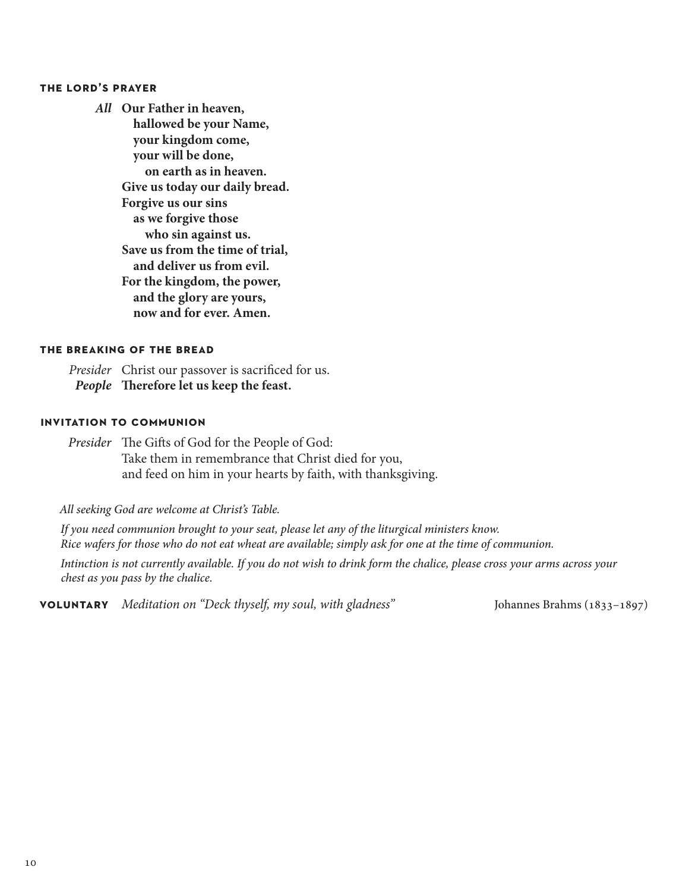### THE LORD'S PRAYER

*All* **Our Father in heaven,**
**hallowed be your Name,**
**your kingdom come,**
**your will be done,**
**on earth as in heaven.**
**Give us today our daily bread.**
**Forgive us our sins**
**as we forgive those**
**who sin against us.**
**Save us from the time of trial,**
**and deliver us from evil.**
**For the kingdom, the power,**
**and the glory are yours,**
**now and for ever. Amen.**

### THE BREAKING OF THE BREAD

*Presider* Christ our passover is sacrificed for us.
***People*** **Therefore let us keep the feast.**

### INVITATION TO COMMUNION

*Presider* The Gifts of God for the People of God:
Take them in remembrance that Christ died for you,
and feed on him in your hearts by faith, with thanksgiving.

*All seeking God are welcome at Christ's Table.*

*If you need communion brought to your seat, please let any of the liturgical ministers know.*
*Rice wafers for those who do not eat wheat are available; simply ask for one at the time of communion.*

*Intinction is not currently available. If you do not wish to drink form the chalice, please cross your arms across your chest as you pass by the chalice.*

**VOLUNTARY** *Meditation on "Deck thyself, my soul, with gladness"* Johannes Brahms (1833–1897)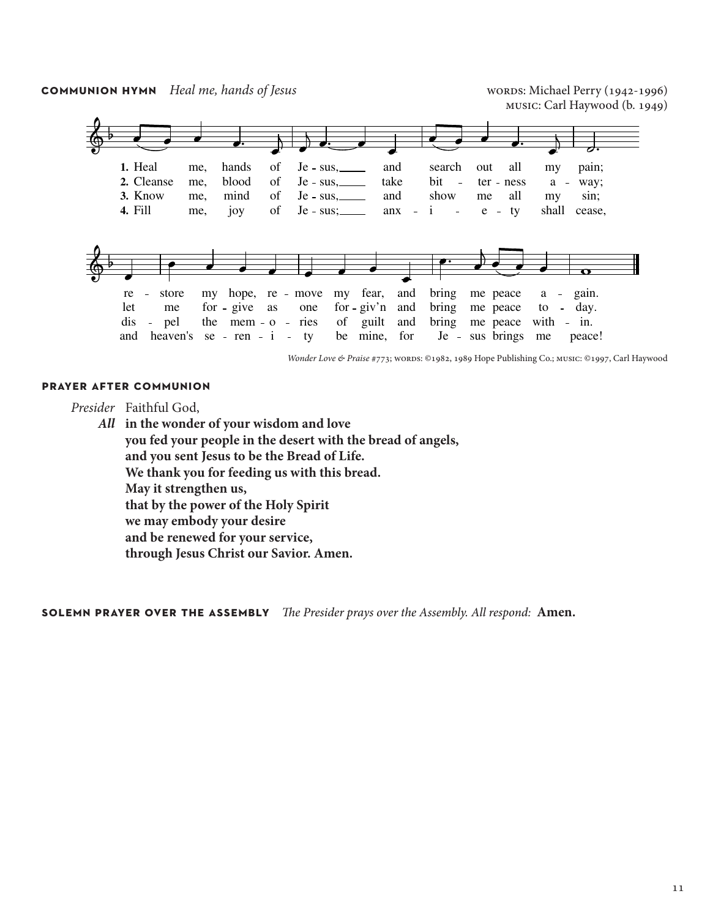**COMMUNION HYMN** *Heal me, hands of Jesus*

WORDS: Michael Perry (1942-1996)
MUSIC: Carl Haywood (b. 1949)

1. Heal me, hands of Jesus, and search out all my pain; restore my hope, remove my fear, and bring me peace again.
2. Cleanse me, blood of Jesus, take bitterness away; let me forgive as one forgiv'n and bring me peace today.
3. Know me, mind of Jesus, and show me all my sin; dispel the memories of guilt and bring me peace within.
4. Fill me, joy of Jesus; anxiety shall cease, and heaven's serenity be mine, for Jesus brings me peace!

*Wonder Love & Praise* #773; WORDS: ©1982, 1989 Hope Publishing Co.; MUSIC: ©1997, Carl Haywood

**PRAYER AFTER COMMUNION**

*Presider* Faithful God,

***All*** **in the wonder of your wisdom and love**
**you fed your people in the desert with the bread of angels,**
**and you sent Jesus to be the Bread of Life.**
**We thank you for feeding us with this bread.**
**May it strengthen us,**
**that by the power of the Holy Spirit**
**we may embody your desire**
**and be renewed for your service,**
**through Jesus Christ our Savior. Amen.**

**SOLEMN PRAYER OVER THE ASSEMBLY** *The Presider prays over the Assembly. All respond:* **Amen.**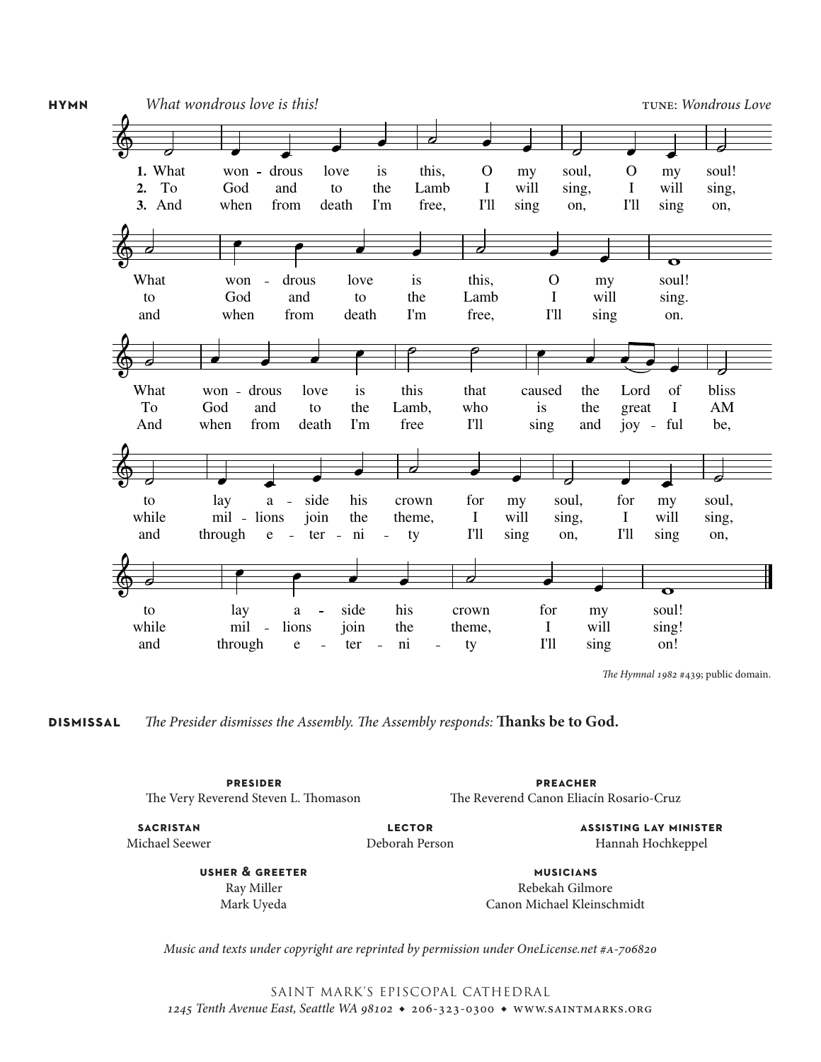**HYMN** *What wondrous love is this!* TUNE: *Wondrous Love*

1. What wondrous love is this, O my soul, O my soul! What wondrous love is this, O my soul! What wondrous love is this that caused the Lord of bliss to lay aside his crown for my soul, for my soul, to lay aside his crown for my soul!

2. To God and to the Lamb I will sing, I will sing, to God and to the Lamb I will sing. To God and to the Lamb, who is the great I AM while millions join the theme, I will sing, I will sing, while millions join the theme, I will sing!

3. And when from death I'm free, I'll sing on, I'll sing on, and when from death I'm free, I'll sing on. And when from death I'm free I'll sing and joyful be, and through eternity I'll sing on, I'll sing on, and through eternity I'll sing on!

*The Hymnal 1982* #439; public domain.

**DISMISSAL** *The Presider dismisses the Assembly. The Assembly responds:* **Thanks be to God.**

**PRESIDER**
The Very Reverend Steven L. Thomason

**PREACHER**
The Reverend Canon Eliacín Rosario-Cruz

**SACRISTAN**
Michael Seewer

**LECTOR**
Deborah Person

**ASSISTING LAY MINISTER**
Hannah Hochkeppel

**USHER & GREETER**
Ray Miller
Mark Uyeda

**MUSICIANS**
Rebekah Gilmore
Canon Michael Kleinschmidt

*Music and texts under copyright are reprinted by permission under OneLicense.net #A-706820*

SAINT MARK'S EPISCOPAL CATHEDRAL
*1245 Tenth Avenue East, Seattle WA 98102* ◆ 206-323-0300 ◆ WWW.SAINTMARKS.ORG